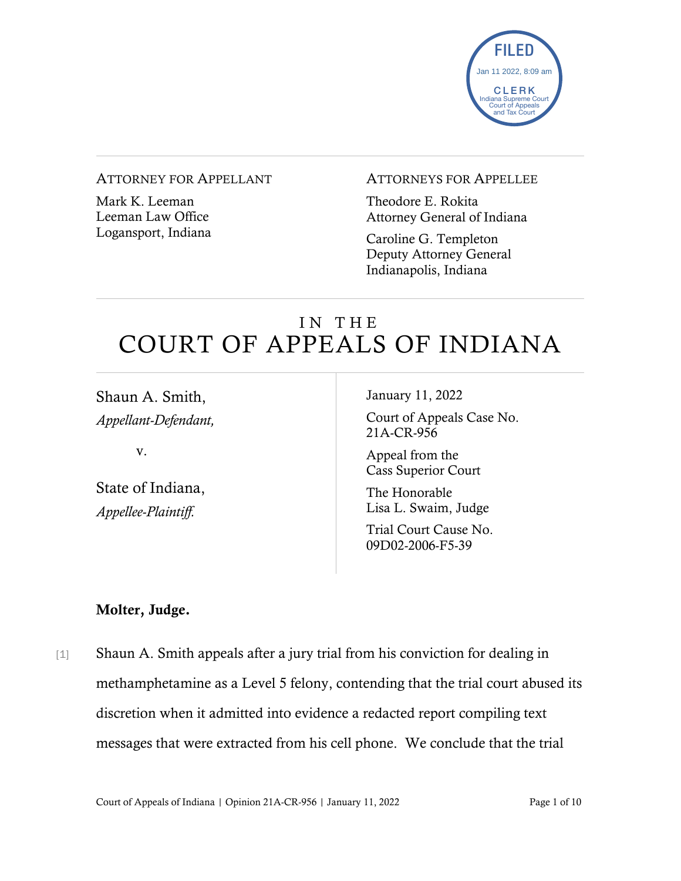FILED
Jan 11 2022, 8:09 am
CLERK
Indiana Supreme Court
Court of Appeals
and Tax Court

ATTORNEY FOR APPELLANT

Mark K. Leeman
Leeman Law Office
Logansport, Indiana

ATTORNEYS FOR APPELLEE

Theodore E. Rokita
Attorney General of Indiana

Caroline G. Templeton
Deputy Attorney General
Indianapolis, Indiana

# IN THE COURT OF APPEALS OF INDIANA

Shaun A. Smith,
*Appellant-Defendant,*

v.

State of Indiana,
*Appellee-Plaintiff.*

January 11, 2022

Court of Appeals Case No.
21A-CR-956

Appeal from the
Cass Superior Court

The Honorable
Lisa L. Swaim, Judge

Trial Court Cause No.
09D02-2006-F5-39

**Molter, Judge.**

[1] Shaun A. Smith appeals after a jury trial from his conviction for dealing in methamphetamine as a Level 5 felony, contending that the trial court abused its discretion when it admitted into evidence a redacted report compiling text messages that were extracted from his cell phone. We conclude that the trial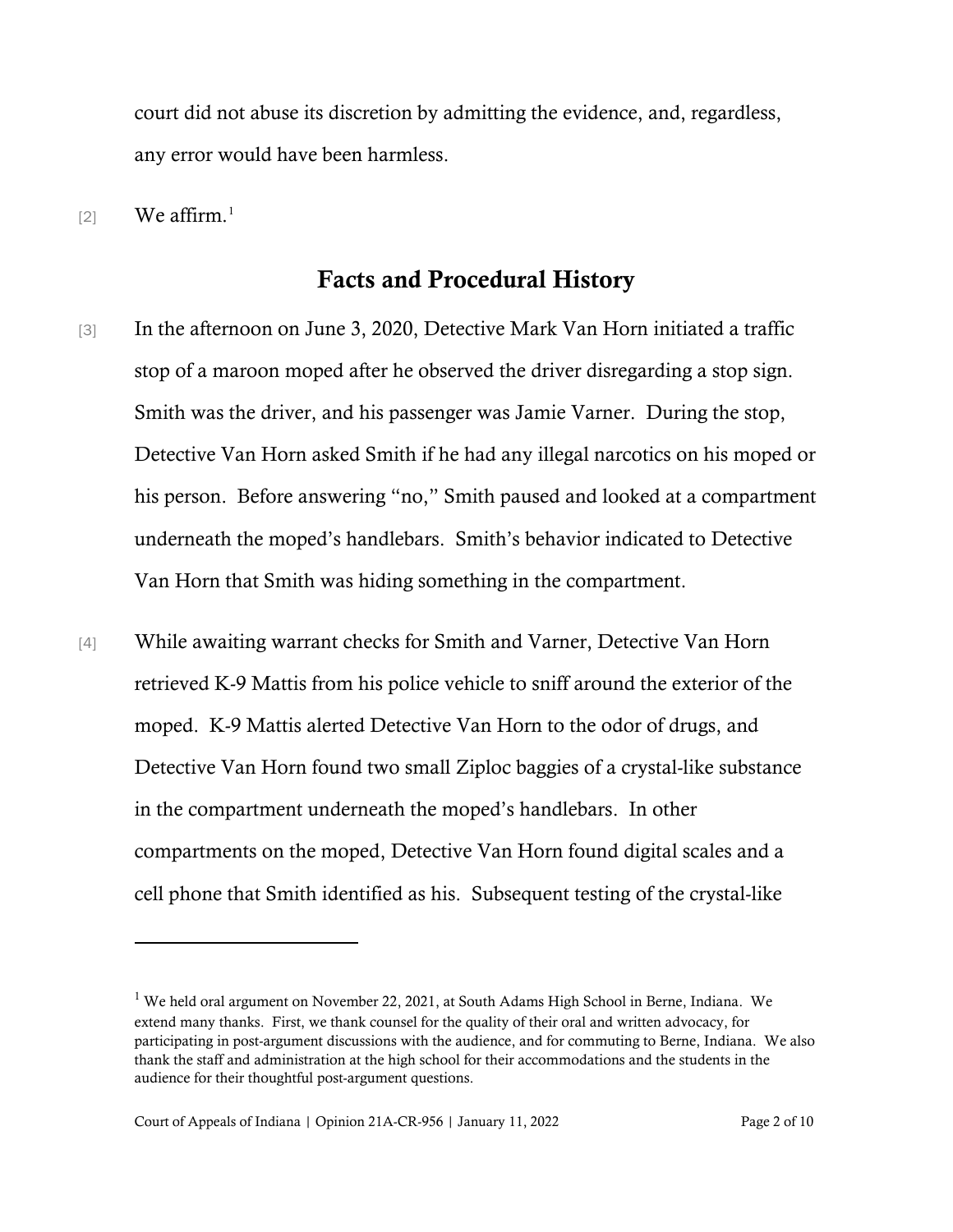court did not abuse its discretion by admitting the evidence, and, regardless, any error would have been harmless.

[2] We affirm.[1]

## Facts and Procedural History

[3] In the afternoon on June 3, 2020, Detective Mark Van Horn initiated a traffic stop of a maroon moped after he observed the driver disregarding a stop sign. Smith was the driver, and his passenger was Jamie Varner. During the stop, Detective Van Horn asked Smith if he had any illegal narcotics on his moped or his person. Before answering "no," Smith paused and looked at a compartment underneath the moped's handlebars. Smith's behavior indicated to Detective Van Horn that Smith was hiding something in the compartment.

[4] While awaiting warrant checks for Smith and Varner, Detective Van Horn retrieved K-9 Mattis from his police vehicle to sniff around the exterior of the moped. K-9 Mattis alerted Detective Van Horn to the odor of drugs, and Detective Van Horn found two small Ziploc baggies of a crystal-like substance in the compartment underneath the moped's handlebars. In other compartments on the moped, Detective Van Horn found digital scales and a cell phone that Smith identified as his. Subsequent testing of the crystal-like

---

[1] We held oral argument on November 22, 2021, at South Adams High School in Berne, Indiana. We extend many thanks. First, we thank counsel for the quality of their oral and written advocacy, for participating in post-argument discussions with the audience, and for commuting to Berne, Indiana. We also thank the staff and administration at the high school for their accommodations and the students in the audience for their thoughtful post-argument questions.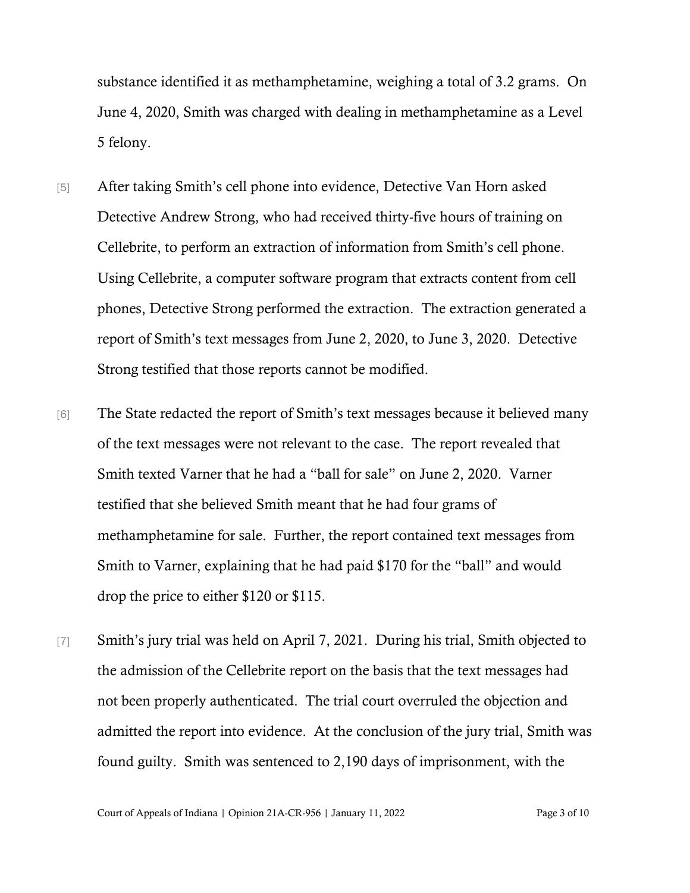substance identified it as methamphetamine, weighing a total of 3.2 grams. On June 4, 2020, Smith was charged with dealing in methamphetamine as a Level 5 felony.

[5] After taking Smith's cell phone into evidence, Detective Van Horn asked Detective Andrew Strong, who had received thirty-five hours of training on Cellebrite, to perform an extraction of information from Smith's cell phone. Using Cellebrite, a computer software program that extracts content from cell phones, Detective Strong performed the extraction. The extraction generated a report of Smith's text messages from June 2, 2020, to June 3, 2020. Detective Strong testified that those reports cannot be modified.

[6] The State redacted the report of Smith's text messages because it believed many of the text messages were not relevant to the case. The report revealed that Smith texted Varner that he had a "ball for sale" on June 2, 2020. Varner testified that she believed Smith meant that he had four grams of methamphetamine for sale. Further, the report contained text messages from Smith to Varner, explaining that he had paid $170 for the "ball" and would drop the price to either $120 or $115.

[7] Smith's jury trial was held on April 7, 2021. During his trial, Smith objected to the admission of the Cellebrite report on the basis that the text messages had not been properly authenticated. The trial court overruled the objection and admitted the report into evidence. At the conclusion of the jury trial, Smith was found guilty. Smith was sentenced to 2,190 days of imprisonment, with the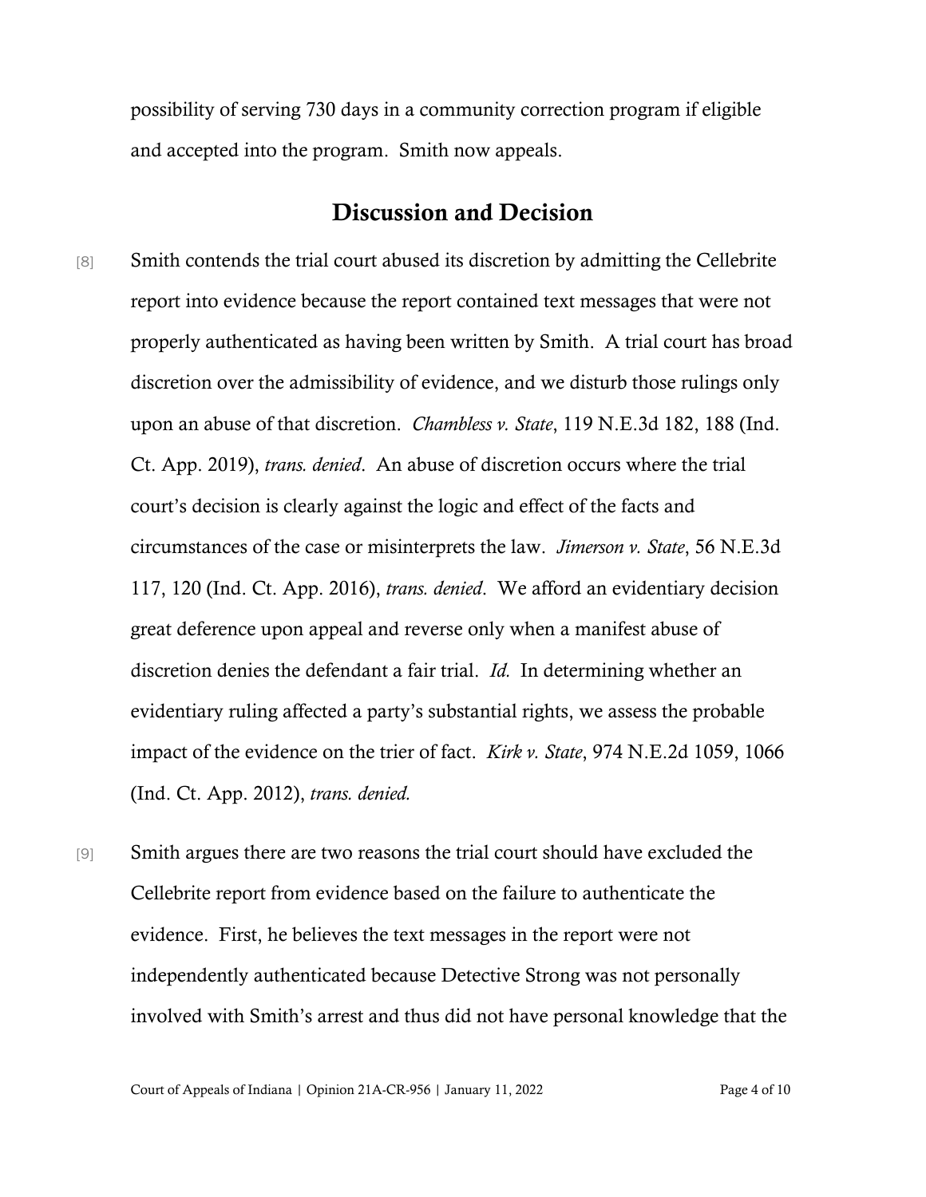possibility of serving 730 days in a community correction program if eligible and accepted into the program. Smith now appeals.

## Discussion and Decision

[8] Smith contends the trial court abused its discretion by admitting the Cellebrite report into evidence because the report contained text messages that were not properly authenticated as having been written by Smith. A trial court has broad discretion over the admissibility of evidence, and we disturb those rulings only upon an abuse of that discretion. *Chambless v. State*, 119 N.E.3d 182, 188 (Ind. Ct. App. 2019), *trans. denied*. An abuse of discretion occurs where the trial court's decision is clearly against the logic and effect of the facts and circumstances of the case or misinterprets the law. *Jimerson v. State*, 56 N.E.3d 117, 120 (Ind. Ct. App. 2016), *trans. denied*. We afford an evidentiary decision great deference upon appeal and reverse only when a manifest abuse of discretion denies the defendant a fair trial. *Id.* In determining whether an evidentiary ruling affected a party's substantial rights, we assess the probable impact of the evidence on the trier of fact. *Kirk v. State*, 974 N.E.2d 1059, 1066 (Ind. Ct. App. 2012), *trans. denied.*

[9] Smith argues there are two reasons the trial court should have excluded the Cellebrite report from evidence based on the failure to authenticate the evidence. First, he believes the text messages in the report were not independently authenticated because Detective Strong was not personally involved with Smith's arrest and thus did not have personal knowledge that the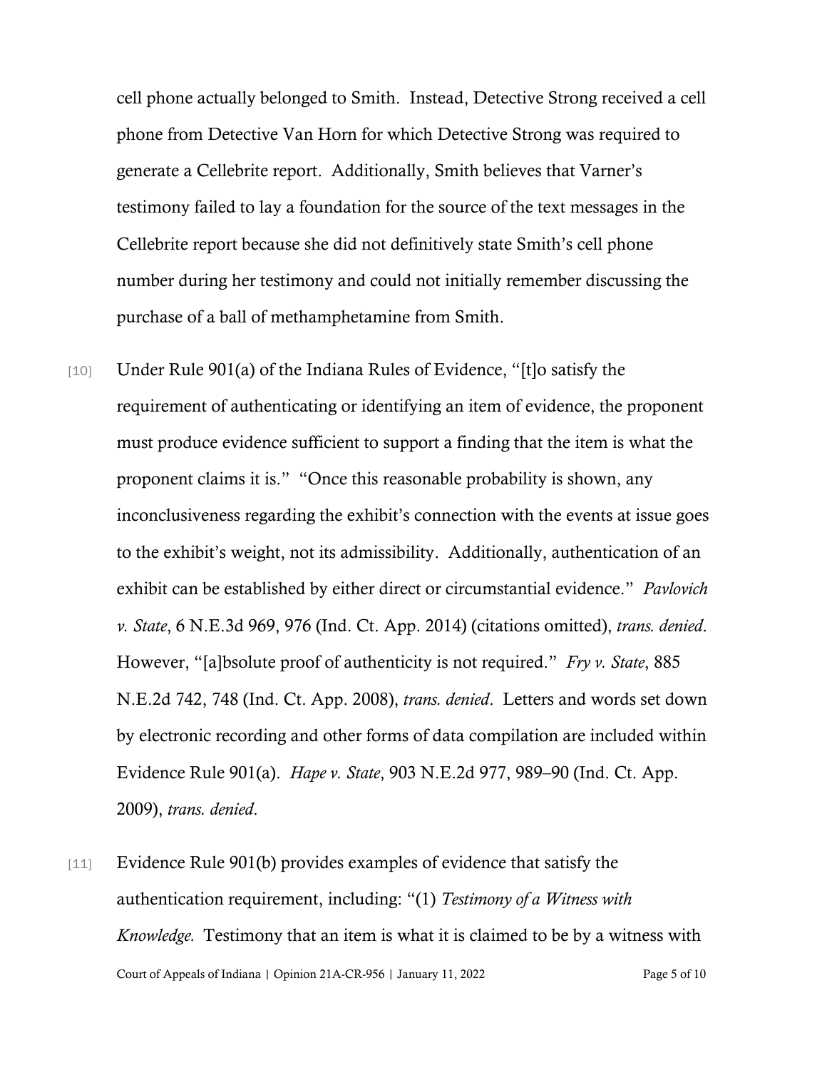cell phone actually belonged to Smith. Instead, Detective Strong received a cell phone from Detective Van Horn for which Detective Strong was required to generate a Cellebrite report. Additionally, Smith believes that Varner's testimony failed to lay a foundation for the source of the text messages in the Cellebrite report because she did not definitively state Smith's cell phone number during her testimony and could not initially remember discussing the purchase of a ball of methamphetamine from Smith.

[10] Under Rule 901(a) of the Indiana Rules of Evidence, "[t]o satisfy the requirement of authenticating or identifying an item of evidence, the proponent must produce evidence sufficient to support a finding that the item is what the proponent claims it is." "Once this reasonable probability is shown, any inconclusiveness regarding the exhibit's connection with the events at issue goes to the exhibit's weight, not its admissibility. Additionally, authentication of an exhibit can be established by either direct or circumstantial evidence." *Pavlovich v. State*, 6 N.E.3d 969, 976 (Ind. Ct. App. 2014) (citations omitted), *trans. denied*. However, "[a]bsolute proof of authenticity is not required." *Fry v. State*, 885 N.E.2d 742, 748 (Ind. Ct. App. 2008), *trans. denied*. Letters and words set down by electronic recording and other forms of data compilation are included within Evidence Rule 901(a). *Hape v. State*, 903 N.E.2d 977, 989–90 (Ind. Ct. App. 2009), *trans. denied*.

[11] Evidence Rule 901(b) provides examples of evidence that satisfy the authentication requirement, including: "(1) *Testimony of a Witness with Knowledge.* Testimony that an item is what it is claimed to be by a witness with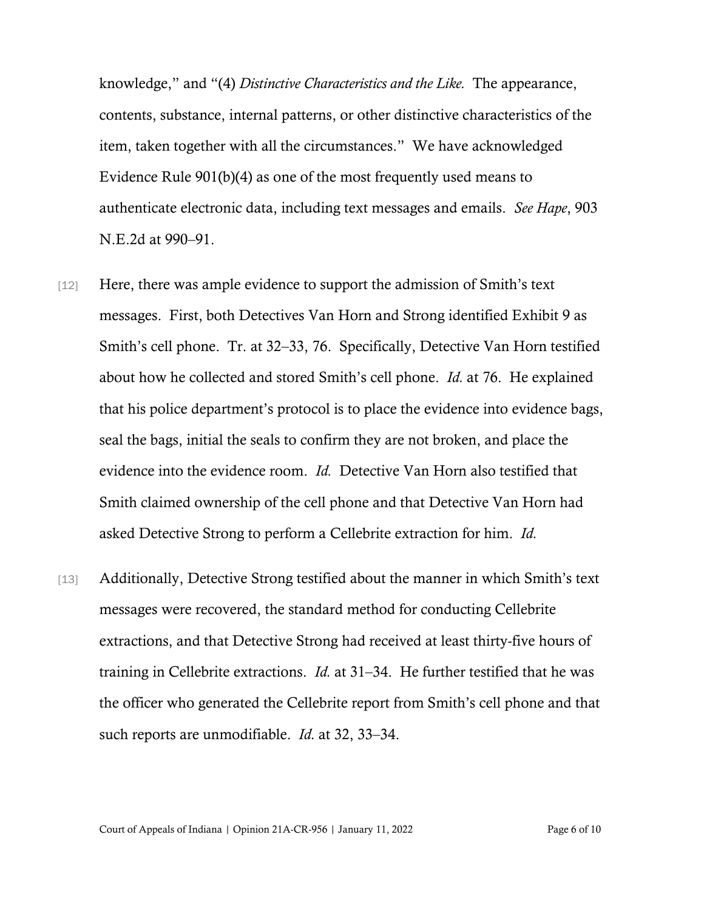knowledge," and "(4) *Distinctive Characteristics and the Like.* The appearance, contents, substance, internal patterns, or other distinctive characteristics of the item, taken together with all the circumstances." We have acknowledged Evidence Rule 901(b)(4) as one of the most frequently used means to authenticate electronic data, including text messages and emails. *See Hape*, 903 N.E.2d at 990–91.

[12] Here, there was ample evidence to support the admission of Smith's text messages. First, both Detectives Van Horn and Strong identified Exhibit 9 as Smith's cell phone. Tr. at 32–33, 76. Specifically, Detective Van Horn testified about how he collected and stored Smith's cell phone. *Id.* at 76. He explained that his police department's protocol is to place the evidence into evidence bags, seal the bags, initial the seals to confirm they are not broken, and place the evidence into the evidence room. *Id.* Detective Van Horn also testified that Smith claimed ownership of the cell phone and that Detective Van Horn had asked Detective Strong to perform a Cellebrite extraction for him. *Id.*

[13] Additionally, Detective Strong testified about the manner in which Smith's text messages were recovered, the standard method for conducting Cellebrite extractions, and that Detective Strong had received at least thirty-five hours of training in Cellebrite extractions. *Id.* at 31–34. He further testified that he was the officer who generated the Cellebrite report from Smith's cell phone and that such reports are unmodifiable. *Id.* at 32, 33–34.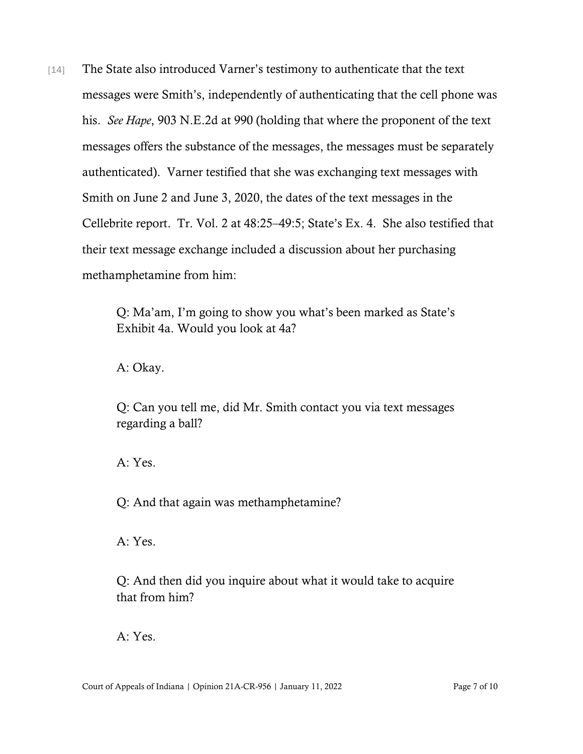[14] The State also introduced Varner's testimony to authenticate that the text messages were Smith's, independently of authenticating that the cell phone was his. *See Hape*, 903 N.E.2d at 990 (holding that where the proponent of the text messages offers the substance of the messages, the messages must be separately authenticated). Varner testified that she was exchanging text messages with Smith on June 2 and June 3, 2020, the dates of the text messages in the Cellebrite report. Tr. Vol. 2 at 48:25–49:5; State's Ex. 4. She also testified that their text message exchange included a discussion about her purchasing methamphetamine from him:

> Q: Ma'am, I'm going to show you what's been marked as State's Exhibit 4a. Would you look at 4a?
>
> A: Okay.
>
> Q: Can you tell me, did Mr. Smith contact you via text messages regarding a ball?
>
> A: Yes.
>
> Q: And that again was methamphetamine?
>
> A: Yes.
>
> Q: And then did you inquire about what it would take to acquire that from him?
>
> A: Yes.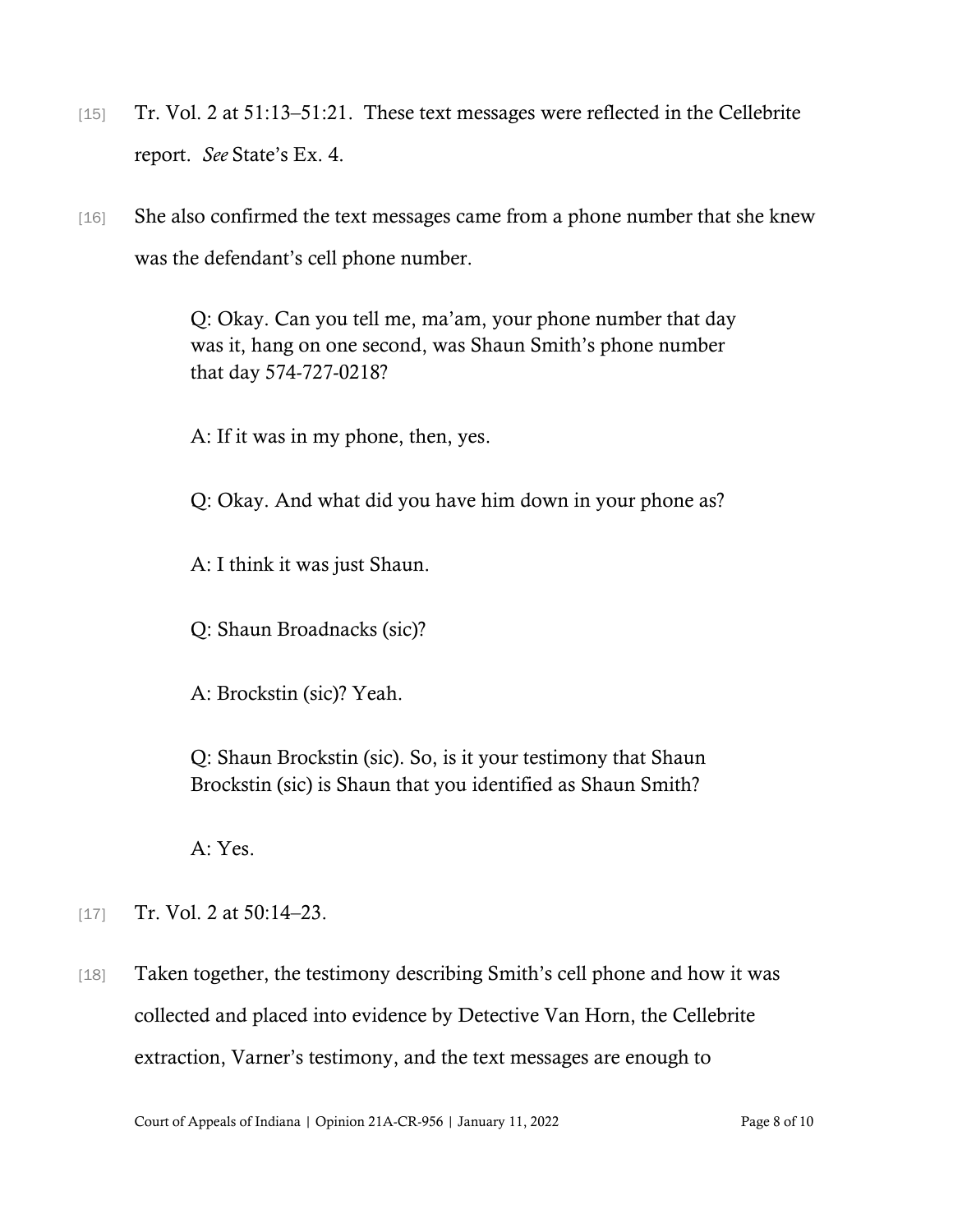[15] Tr. Vol. 2 at 51:13–51:21. These text messages were reflected in the Cellebrite report. *See* State's Ex. 4.

[16] She also confirmed the text messages came from a phone number that she knew was the defendant's cell phone number.

> Q: Okay. Can you tell me, ma'am, your phone number that day was it, hang on one second, was Shaun Smith's phone number that day 574-727-0218?
>
> A: If it was in my phone, then, yes.
>
> Q: Okay. And what did you have him down in your phone as?
>
> A: I think it was just Shaun.
>
> Q: Shaun Broadnacks (sic)?
>
> A: Brockstin (sic)? Yeah.
>
> Q: Shaun Brockstin (sic). So, is it your testimony that Shaun Brockstin (sic) is Shaun that you identified as Shaun Smith?
>
> A: Yes.

[17] Tr. Vol. 2 at 50:14–23.

[18] Taken together, the testimony describing Smith's cell phone and how it was collected and placed into evidence by Detective Van Horn, the Cellebrite extraction, Varner's testimony, and the text messages are enough to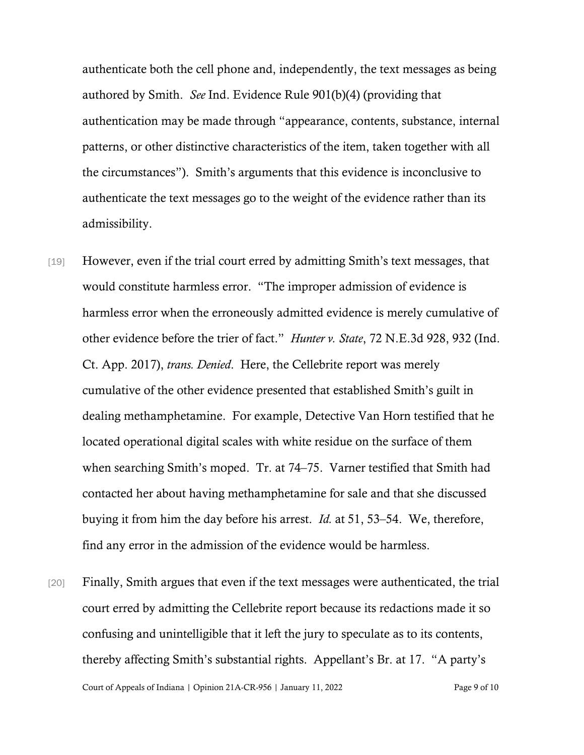authenticate both the cell phone and, independently, the text messages as being authored by Smith. *See* Ind. Evidence Rule 901(b)(4) (providing that authentication may be made through "appearance, contents, substance, internal patterns, or other distinctive characteristics of the item, taken together with all the circumstances"). Smith's arguments that this evidence is inconclusive to authenticate the text messages go to the weight of the evidence rather than its admissibility.

[19] However, even if the trial court erred by admitting Smith's text messages, that would constitute harmless error. "The improper admission of evidence is harmless error when the erroneously admitted evidence is merely cumulative of other evidence before the trier of fact." *Hunter v. State*, 72 N.E.3d 928, 932 (Ind. Ct. App. 2017), *trans. Denied*. Here, the Cellebrite report was merely cumulative of the other evidence presented that established Smith's guilt in dealing methamphetamine. For example, Detective Van Horn testified that he located operational digital scales with white residue on the surface of them when searching Smith's moped. Tr. at 74–75. Varner testified that Smith had contacted her about having methamphetamine for sale and that she discussed buying it from him the day before his arrest. *Id.* at 51, 53–54. We, therefore, find any error in the admission of the evidence would be harmless.

[20] Finally, Smith argues that even if the text messages were authenticated, the trial court erred by admitting the Cellebrite report because its redactions made it so confusing and unintelligible that it left the jury to speculate as to its contents, thereby affecting Smith's substantial rights. Appellant's Br. at 17. "A party's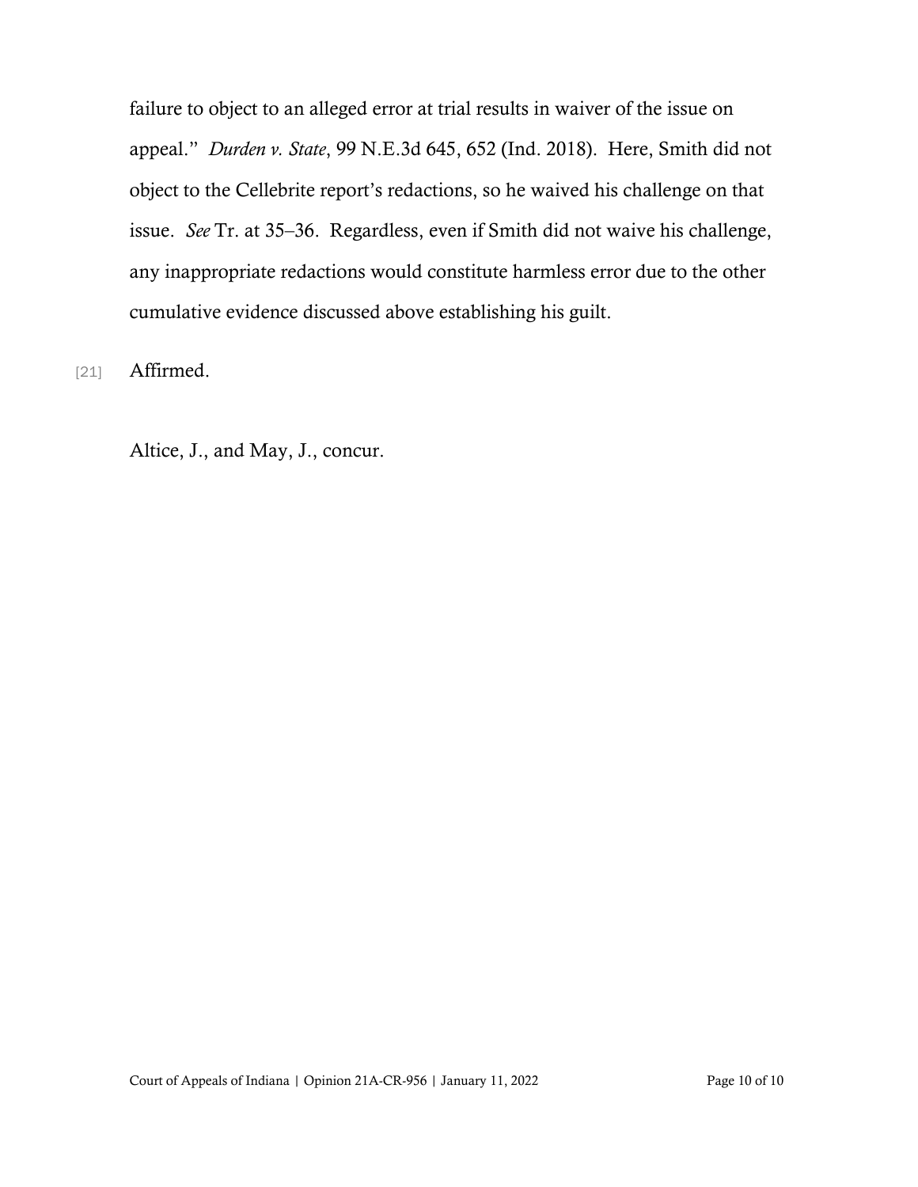failure to object to an alleged error at trial results in waiver of the issue on appeal." *Durden v. State*, 99 N.E.3d 645, 652 (Ind. 2018). Here, Smith did not object to the Cellebrite report's redactions, so he waived his challenge on that issue. *See* Tr. at 35–36. Regardless, even if Smith did not waive his challenge, any inappropriate redactions would constitute harmless error due to the other cumulative evidence discussed above establishing his guilt.

[21] Affirmed.

Altice, J., and May, J., concur.